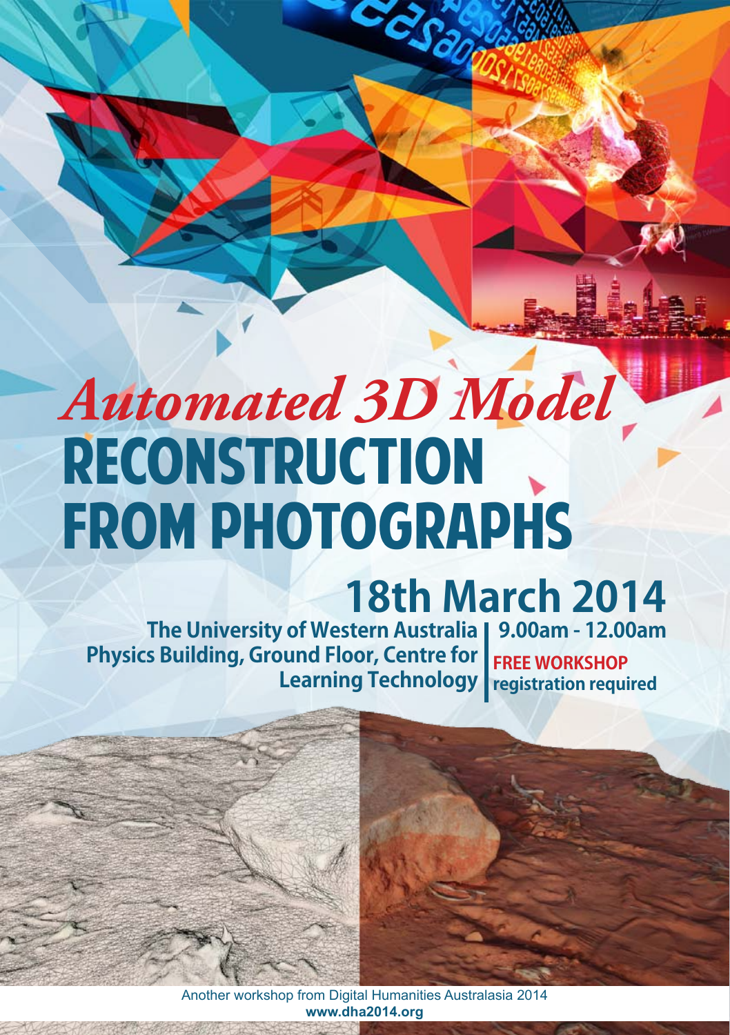# *Automated 3D Model* RECONSTRUCTION FROM PHOTOGRAPHS

## 18th March 2014

**The University of Western Australia**
**Physics Building, Ground Floor, Centre for Learning Technology**

**9.00am - 12.00am**

**FREE WORKSHOP**
**registration required**

Another workshop from Digital Humanities Australasia 2014
**www.dha2014.org**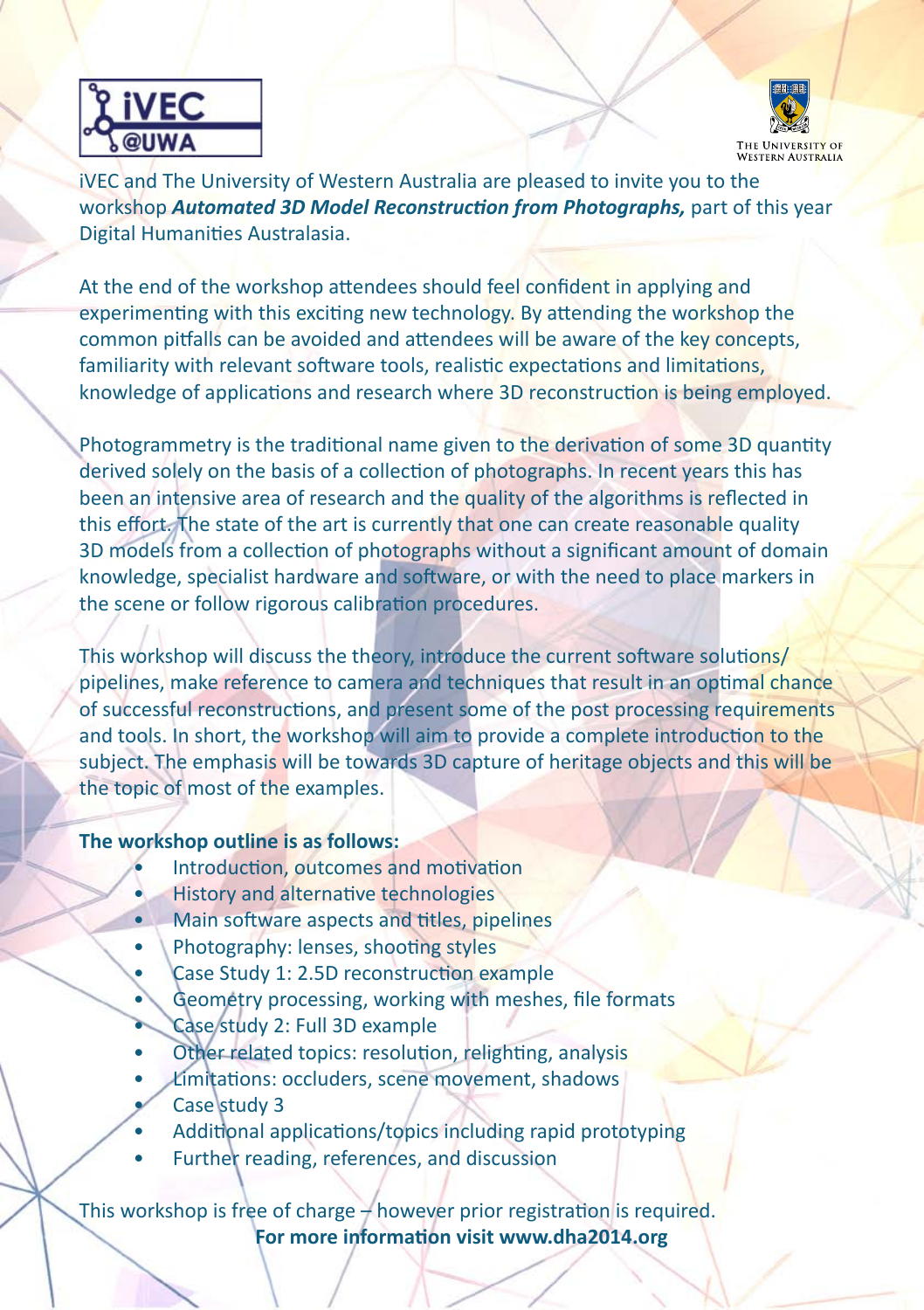iVEC @UWA

THE UNIVERSITY OF WESTERN AUSTRALIA

iVEC and The University of Western Australia are pleased to invite you to the workshop ***Automated 3D Model Reconstruction from Photographs,*** part of this year Digital Humanities Australasia.

At the end of the workshop attendees should feel confident in applying and experimenting with this exciting new technology. By attending the workshop the common pitfalls can be avoided and attendees will be aware of the key concepts, familiarity with relevant software tools, realistic expectations and limitations, knowledge of applications and research where 3D reconstruction is being employed.

Photogrammetry is the traditional name given to the derivation of some 3D quantity derived solely on the basis of a collection of photographs. In recent years this has been an intensive area of research and the quality of the algorithms is reflected in this effort. The state of the art is currently that one can create reasonable quality 3D models from a collection of photographs without a significant amount of domain knowledge, specialist hardware and software, or with the need to place markers in the scene or follow rigorous calibration procedures.

This workshop will discuss the theory, introduce the current software solutions/pipelines, make reference to camera and techniques that result in an optimal chance of successful reconstructions, and present some of the post processing requirements and tools. In short, the workshop will aim to provide a complete introduction to the subject. The emphasis will be towards 3D capture of heritage objects and this will be the topic of most of the examples.

**The workshop outline is as follows:**

- Introduction, outcomes and motivation
- History and alternative technologies
- Main software aspects and titles, pipelines
- Photography: lenses, shooting styles
- Case Study 1: 2.5D reconstruction example
- Geometry processing, working with meshes, file formats
- Case study 2: Full 3D example
- Other related topics: resolution, relighting, analysis
- Limitations: occluders, scene movement, shadows
- Case study 3
- Additional applications/topics including rapid prototyping
- Further reading, references, and discussion

This workshop is free of charge – however prior registration is required.

**For more information visit www.dha2014.org**